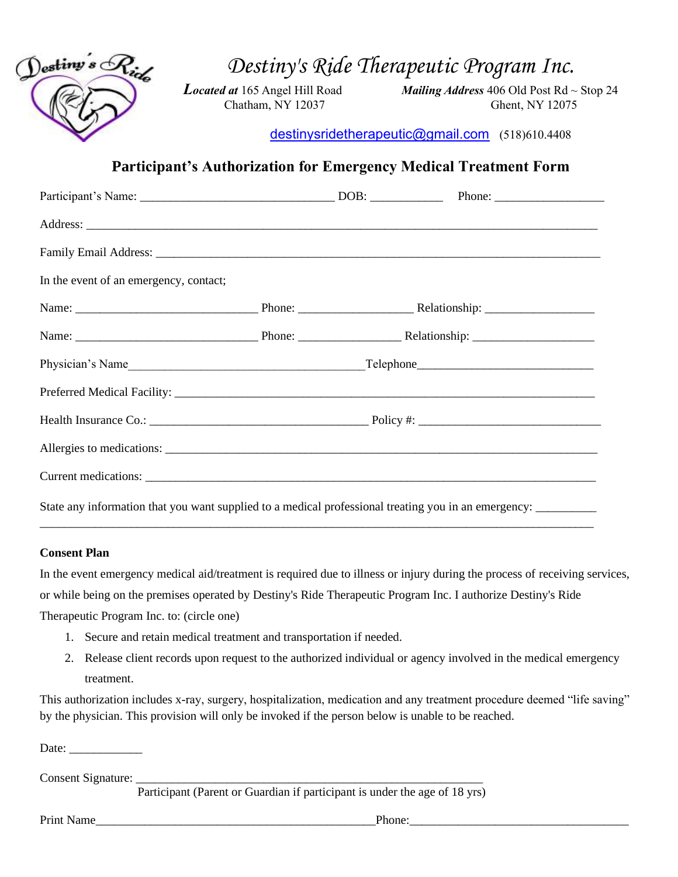# *Destiny's Ride Therapeutic Program Inc.*

***Located at*** 165 Angel Hill Road
Chatham, NY 12037

***Mailing Address*** 406 Old Post Rd ~ Stop 24
Ghent, NY 12075

destinysridetherapeutic@gmail.com (518)610.4408

## Participant's Authorization for Emergency Medical Treatment Form

Participant's Name: _______________________________ DOB: ___________ Phone: _________________

Address: _________________________________________________________________________________

Family Email Address: _______________________________________________________________________

In the event of an emergency, contact;

Name: _____________________________ Phone: _________________ Relationship: _________________

Name: _____________________________ Phone: _______________ Relationship: ___________________

Physician's Name_____________________________________Telephone___________________________

Preferred Medical Facility: ___________________________________________________________________

Health Insurance Co.: __________________________________ Policy #: _____________________________

Allergies to medications: _____________________________________________________________________

Current medications: _________________________________________________________________________

State any information that you want supplied to a medical professional treating you in an emergency: _________
_________________________________________________________________________________________

**Consent Plan**

In the event emergency medical aid/treatment is required due to illness or injury during the process of receiving services, or while being on the premises operated by Destiny's Ride Therapeutic Program Inc. I authorize Destiny's Ride Therapeutic Program Inc. to: (circle one)

1. Secure and retain medical treatment and transportation if needed.
2. Release client records upon request to the authorized individual or agency involved in the medical emergency treatment.

This authorization includes x-ray, surgery, hospitalization, medication and any treatment procedure deemed "life saving" by the physician. This provision will only be invoked if the person below is unable to be reached.

Date: ___________

Consent Signature: _______________________________________________________
Participant (Parent or Guardian if participant is under the age of 18 yrs)

Print Name____________________________________________Phone:__________________________________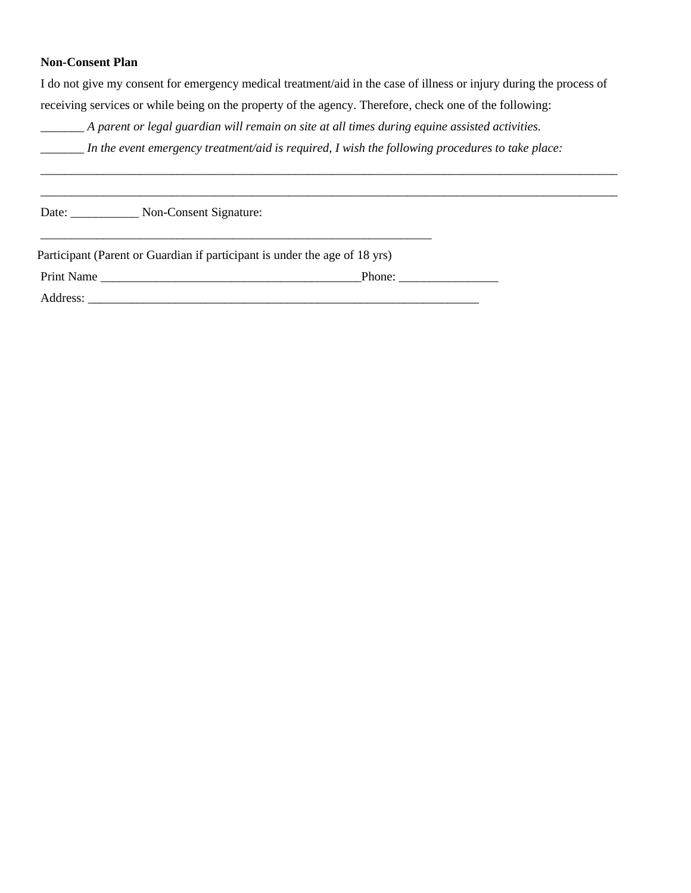**Non-Consent Plan**

I do not give my consent for emergency medical treatment/aid in the case of illness or injury during the process of receiving services or while being on the property of the agency. Therefore, check one of the following:

_______ *A parent or legal guardian will remain on site at all times during equine assisted activities.*

_______ *In the event emergency treatment/aid is required, I wish the following procedures to take place:*

_____________________________________________________________________________________________

_____________________________________________________________________________________________

Date: ___________ Non-Consent Signature:

_________________________________________________________________

Participant (Parent or Guardian if participant is under the age of 18 yrs)

Print Name ___________________________________________Phone: ________________

Address: _________________________________________________________________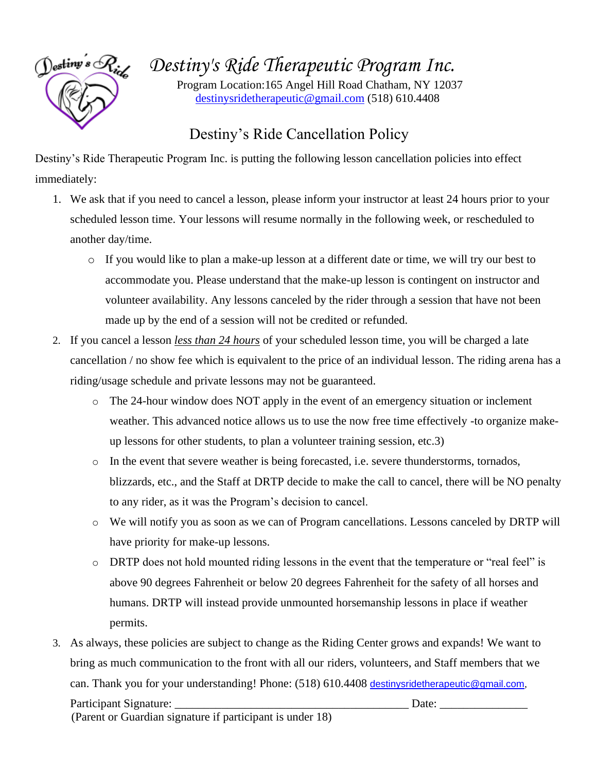# Destiny's Ride Therapeutic Program Inc.

Program Location:165 Angel Hill Road Chatham, NY 12037
destinysridetherapeutic@gmail.com (518) 610.4408

## Destiny's Ride Cancellation Policy

Destiny's Ride Therapeutic Program Inc. is putting the following lesson cancellation policies into effect immediately:

1. We ask that if you need to cancel a lesson, please inform your instructor at least 24 hours prior to your scheduled lesson time. Your lessons will resume normally in the following week, or rescheduled to another day/time.
   - If you would like to plan a make-up lesson at a different date or time, we will try our best to accommodate you. Please understand that the make-up lesson is contingent on instructor and volunteer availability. Any lessons canceled by the rider through a session that have not been made up by the end of a session will not be credited or refunded.
2. If you cancel a lesson *less than 24 hours* of your scheduled lesson time, you will be charged a late cancellation / no show fee which is equivalent to the price of an individual lesson. The riding arena has a riding/usage schedule and private lessons may not be guaranteed.
   - The 24-hour window does NOT apply in the event of an emergency situation or inclement weather. This advanced notice allows us to use the now free time effectively -to organize make-up lessons for other students, to plan a volunteer training session, etc.3)
   - In the event that severe weather is being forecasted, i.e. severe thunderstorms, tornados, blizzards, etc., and the Staff at DRTP decide to make the call to cancel, there will be NO penalty to any rider, as it was the Program's decision to cancel.
   - We will notify you as soon as we can of Program cancellations. Lessons canceled by DRTP will have priority for make-up lessons.
   - DRTP does not hold mounted riding lessons in the event that the temperature or "real feel" is above 90 degrees Fahrenheit or below 20 degrees Fahrenheit for the safety of all horses and humans. DRTP will instead provide unmounted horsemanship lessons in place if weather permits.
3. As always, these policies are subject to change as the Riding Center grows and expands! We want to bring as much communication to the front with all our riders, volunteers, and Staff members that we can. Thank you for your understanding! Phone: (518) 610.4408 destinysridetherapeutic@gmail.com,

Participant Signature: ________________________________________ Date: _______________
(Parent or Guardian signature if participant is under 18)